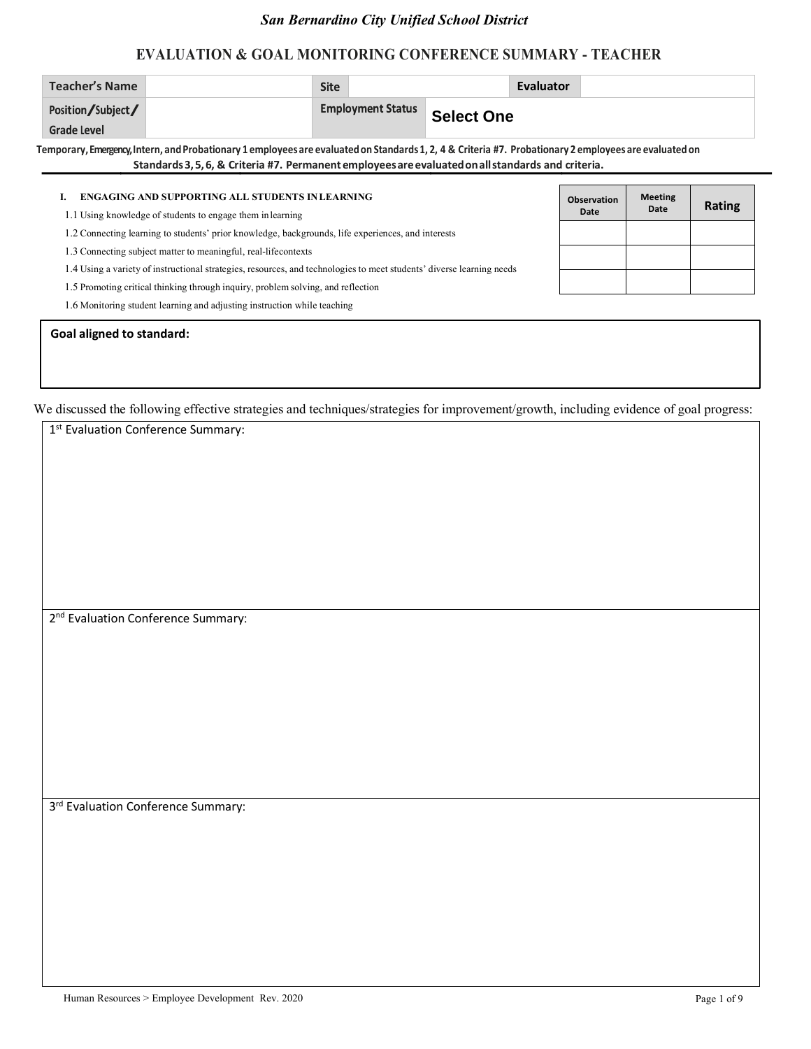*San Bernardino City Unified School District*

# EVALUATION & GOAL MONITORING CONFERENCE SUMMARY - TEACHER

| Teacher's Name | | Site | | Evaluator | |
|---|---|---|---|---|---|
| Position/Subject/ Grade Level | | Employment Status | Select One | | |

**Temporary, Emergency, Intern, and Probationary 1 employees are evaluated on Standards 1, 2, 4 & Criteria #7. Probationary 2 employees are evaluated on Standards 3, 5, 6, & Criteria #7. Permanent employees are evaluated on all standards and criteria.**

## I. ENGAGING AND SUPPORTING ALL STUDENTS IN LEARNING

1.1 Using knowledge of students to engage them in learning

1.2 Connecting learning to students' prior knowledge, backgrounds, life experiences, and interests

1.3 Connecting subject matter to meaningful, real-lifecontexts

1.4 Using a variety of instructional strategies, resources, and technologies to meet students' diverse learning needs

1.5 Promoting critical thinking through inquiry, problem solving, and reflection

1.6 Monitoring student learning and adjusting instruction while teaching

| Observation Date | Meeting Date | Rating |
|---|---|---|
| | | |
| | | |
| | | |

**Goal aligned to standard:**

We discussed the following effective strategies and techniques/strategies for improvement/growth, including evidence of goal progress:

1st Evaluation Conference Summary:

2nd Evaluation Conference Summary:

3rd Evaluation Conference Summary: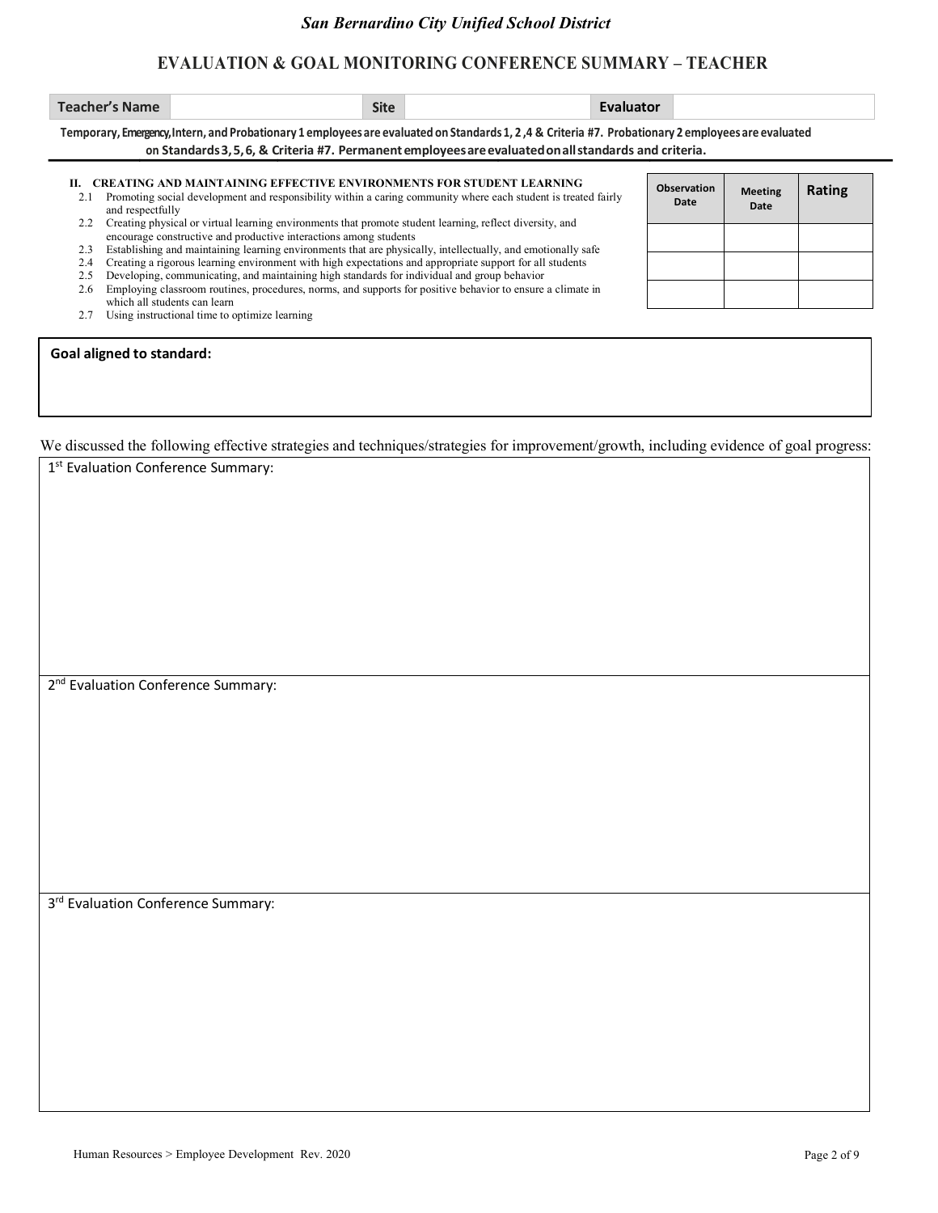# San Bernardino City Unified School District

## EVALUATION & GOAL MONITORING CONFERENCE SUMMARY – TEACHER

| Teacher's Name | | Site | | Evaluator | |
|---|---|---|---|---|---|

**Temporary, Emergency, Intern, and Probationary 1 employees are evaluated on Standards 1, 2 ,4 & Criteria #7. Probationary 2 employees are evaluated on Standards 3, 5, 6, & Criteria #7. Permanent employees are evaluated on all standards and criteria.**

**II. CREATING AND MAINTAINING EFFECTIVE ENVIRONMENTS FOR STUDENT LEARNING**

- 2.1 Promoting social development and responsibility within a caring community where each student is treated fairly and respectfully
- 2.2 Creating physical or virtual learning environments that promote student learning, reflect diversity, and encourage constructive and productive interactions among students
- 2.3 Establishing and maintaining learning environments that are physically, intellectually, and emotionally safe
- 2.4 Creating a rigorous learning environment with high expectations and appropriate support for all students
- 2.5 Developing, communicating, and maintaining high standards for individual and group behavior
- 2.6 Employing classroom routines, procedures, norms, and supports for positive behavior to ensure a climate in which all students can learn
- 2.7 Using instructional time to optimize learning

| Observation Date | Meeting Date | Rating |
|---|---|---|
| | | |
| | | |
| | | |

**Goal aligned to standard:**

We discussed the following effective strategies and techniques/strategies for improvement/growth, including evidence of goal progress:

1st Evaluation Conference Summary:

2nd Evaluation Conference Summary:

3rd Evaluation Conference Summary:

Human Resources > Employee Development Rev. 2020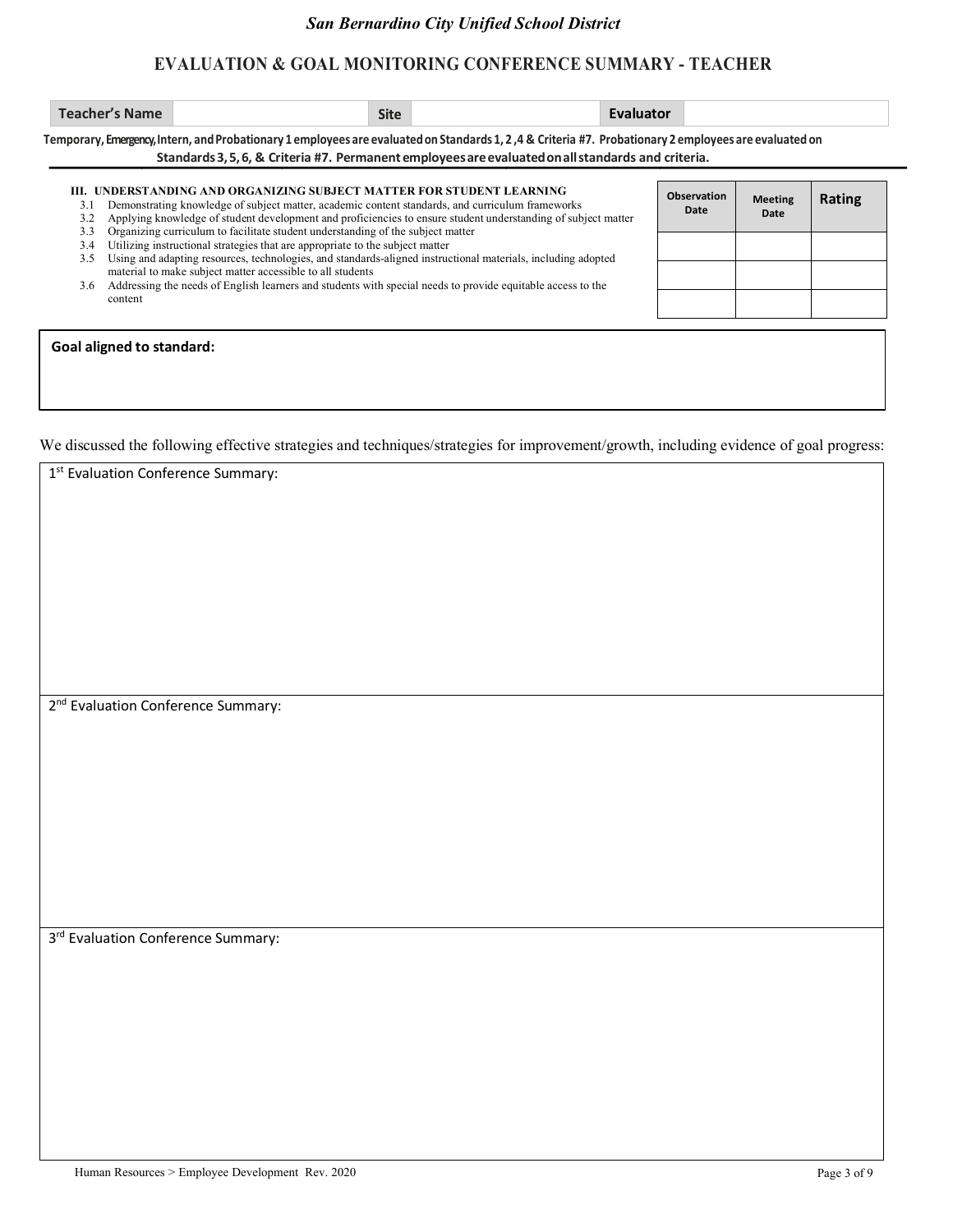*San Bernardino City Unified School District*

## EVALUATION & GOAL MONITORING CONFERENCE SUMMARY - TEACHER

| Teacher's Name | | Site | | Evaluator | |
|---|---|---|---|---|---|

**Temporary, Emergency, Intern, and Probationary 1 employees are evaluated on Standards 1, 2 ,4 & Criteria #7. Probationary 2 employees are evaluated on Standards 3, 5, 6, & Criteria #7. Permanent employees are evaluated on all standards and criteria.**

**III. UNDERSTANDING AND ORGANIZING SUBJECT MATTER FOR STUDENT LEARNING**

- 3.1 Demonstrating knowledge of subject matter, academic content standards, and curriculum frameworks
- 3.2 Applying knowledge of student development and proficiencies to ensure student understanding of subject matter
- 3.3 Organizing curriculum to facilitate student understanding of the subject matter
- 3.4 Utilizing instructional strategies that are appropriate to the subject matter
- 3.5 Using and adapting resources, technologies, and standards-aligned instructional materials, including adopted material to make subject matter accessible to all students
- 3.6 Addressing the needs of English learners and students with special needs to provide equitable access to the content

| Observation Date | Meeting Date | Rating |
|---|---|---|
| | | |
| | | |
| | | |

**Goal aligned to standard:**

We discussed the following effective strategies and techniques/strategies for improvement/growth, including evidence of goal progress:

1st Evaluation Conference Summary:

2nd Evaluation Conference Summary:

3rd Evaluation Conference Summary:

Human Resources > Employee Development Rev. 2020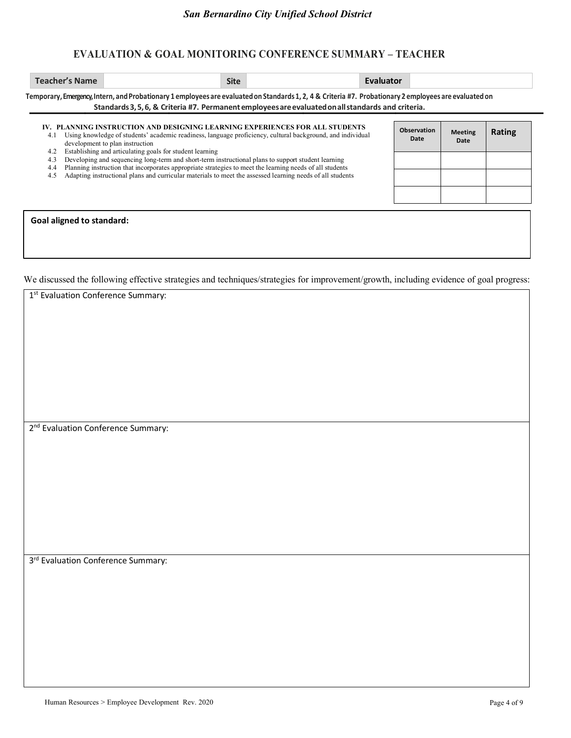# EVALUATION & GOAL MONITORING CONFERENCE SUMMARY – TEACHER

| Teacher's Name | | Site | | Evaluator | |
|---|---|---|---|---|---|

**Temporary, Emergency, Intern, and Probationary 1 employees are evaluated on Standards 1, 2, 4 & Criteria #7. Probationary 2 employees are evaluated on Standards 3, 5, 6, & Criteria #7. Permanent employees are evaluated on all standards and criteria.**

**IV. PLANNING INSTRUCTION AND DESIGNING LEARNING EXPERIENCES FOR ALL STUDENTS**

- 4.1 Using knowledge of students' academic readiness, language proficiency, cultural background, and individual development to plan instruction
- 4.2 Establishing and articulating goals for student learning
- 4.3 Developing and sequencing long-term and short-term instructional plans to support student learning
- 4.4 Planning instruction that incorporates appropriate strategies to meet the learning needs of all students
- 4.5 Adapting instructional plans and curricular materials to meet the assessed learning needs of all students

| Observation Date | Meeting Date | Rating |
|---|---|---|
| | | |
| | | |
| | | |

**Goal aligned to standard:**

We discussed the following effective strategies and techniques/strategies for improvement/growth, including evidence of goal progress:

1st Evaluation Conference Summary:

2nd Evaluation Conference Summary:

3rd Evaluation Conference Summary: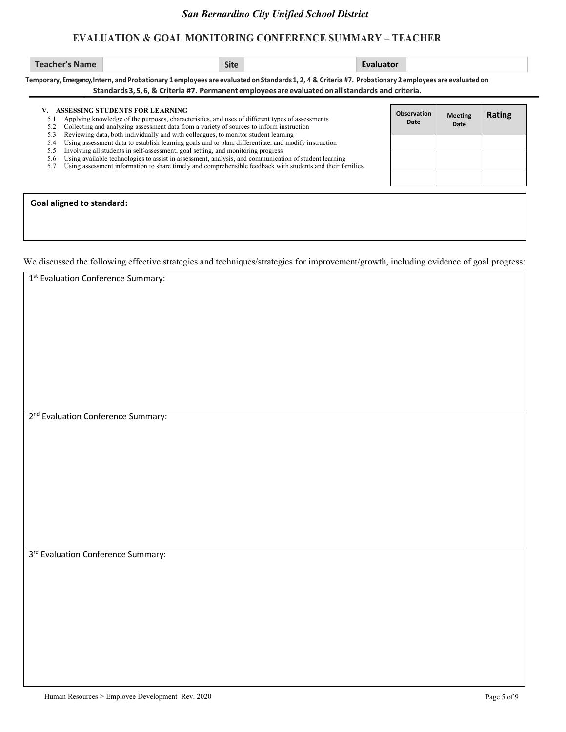*San Bernardino City Unified School District*

## EVALUATION & GOAL MONITORING CONFERENCE SUMMARY – TEACHER

| Teacher's Name | | Site | | Evaluator | |
|---|---|---|---|---|---|

**Temporary, Emergency, Intern, and Probationary 1 employees are evaluated on Standards 1, 2, 4 & Criteria #7. Probationary 2 employees are evaluated on Standards 3, 5, 6, & Criteria #7. Permanent employees are evaluated on all standards and criteria.**

**V. ASSESSING STUDENTS FOR LEARNING**

- 5.1 Applying knowledge of the purposes, characteristics, and uses of different types of assessments
- 5.2 Collecting and analyzing assessment data from a variety of sources to inform instruction
- 5.3 Reviewing data, both individually and with colleagues, to monitor student learning
- 5.4 Using assessment data to establish learning goals and to plan, differentiate, and modify instruction
- 5.5 Involving all students in self-assessment, goal setting, and monitoring progress
- 5.6 Using available technologies to assist in assessment, analysis, and communication of student learning
- 5.7 Using assessment information to share timely and comprehensive feedback with students and their families

| Observation Date | Meeting Date | Rating |
|---|---|---|
| | | |
| | | |
| | | |

**Goal aligned to standard:**

We discussed the following effective strategies and techniques/strategies for improvement/growth, including evidence of goal progress:

1st Evaluation Conference Summary:

2nd Evaluation Conference Summary:

3rd Evaluation Conference Summary:

Human Resources > Employee Development Rev. 2020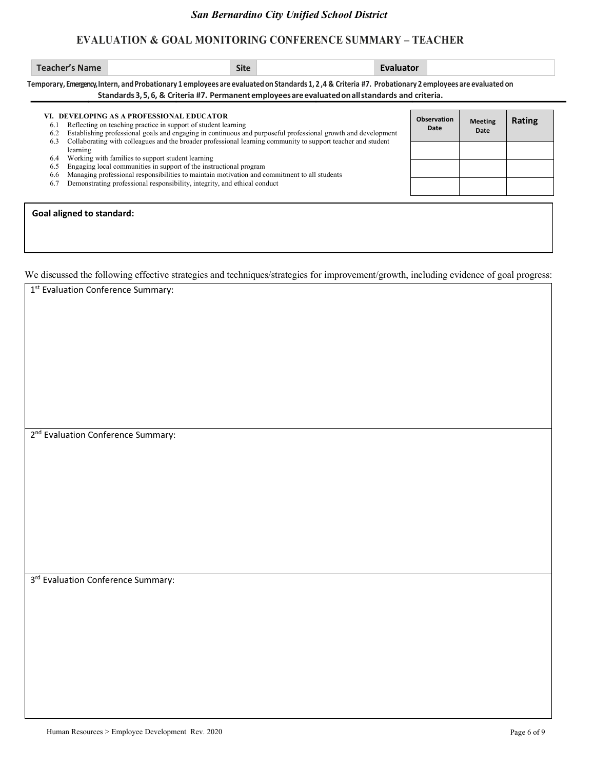# San Bernardino City Unified School District

## EVALUATION & GOAL MONITORING CONFERENCE SUMMARY – TEACHER

| Teacher's Name | | Site | | Evaluator | |
|---|---|---|---|---|---|

**Temporary, Emergency, Intern, and Probationary 1 employees are evaluated on Standards 1, 2 ,4 & Criteria #7. Probationary 2 employees are evaluated on Standards 3, 5, 6, & Criteria #7. Permanent employees are evaluated on all standards and criteria.**

**VI. DEVELOPING AS A PROFESSIONAL EDUCATOR**

- 6.1 Reflecting on teaching practice in support of student learning
- 6.2 Establishing professional goals and engaging in continuous and purposeful professional growth and development
- 6.3 Collaborating with colleagues and the broader professional learning community to support teacher and student learning
- 6.4 Working with families to support student learning
- 6.5 Engaging local communities in support of the instructional program
- 6.6 Managing professional responsibilities to maintain motivation and commitment to all students
- 6.7 Demonstrating professional responsibility, integrity, and ethical conduct

| Observation Date | Meeting Date | Rating |
|---|---|---|
| | | |
| | | |
| | | |

**Goal aligned to standard:**

We discussed the following effective strategies and techniques/strategies for improvement/growth, including evidence of goal progress:

1st Evaluation Conference Summary:

2nd Evaluation Conference Summary:

3rd Evaluation Conference Summary:

Human Resources > Employee Development Rev. 2020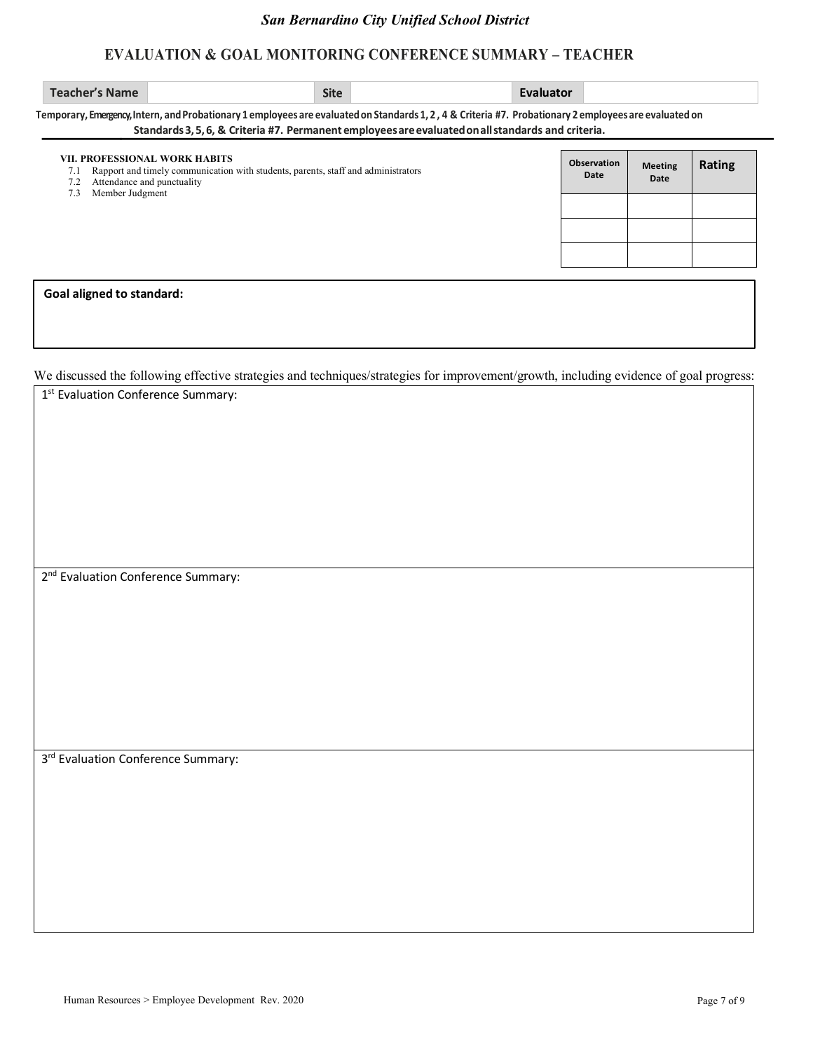*San Bernardino City Unified School District*

## EVALUATION & GOAL MONITORING CONFERENCE SUMMARY – TEACHER

| Teacher's Name | | Site | | Evaluator | |
|---|---|---|---|---|---|

**Temporary, Emergency, Intern, and Probationary 1 employees are evaluated on Standards 1, 2 , 4 & Criteria #7. Probationary 2 employees are evaluated on Standards 3, 5, 6, & Criteria #7. Permanent employees are evaluated on all standards and criteria.**

**VII. PROFESSIONAL WORK HABITS**

7.1 Rapport and timely communication with students, parents, staff and administrators
7.2 Attendance and punctuality
7.3 Member Judgment

| Observation Date | Meeting Date | Rating |
|---|---|---|
| | | |
| | | |
| | | |

**Goal aligned to standard:**

We discussed the following effective strategies and techniques/strategies for improvement/growth, including evidence of goal progress:

1st Evaluation Conference Summary:

2nd Evaluation Conference Summary:

3rd Evaluation Conference Summary:

Human Resources > Employee Development Rev. 2020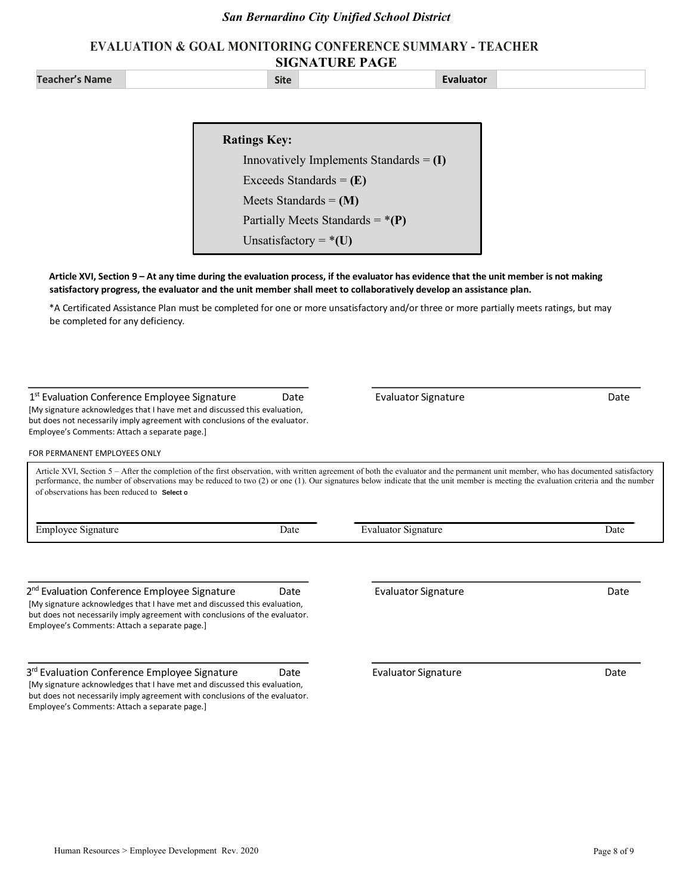*San Bernardino City Unified School District*

## EVALUATION & GOAL MONITORING CONFERENCE SUMMARY - TEACHER

## SIGNATURE PAGE

| Teacher's Name | | Site | | Evaluator | |
|---|---|---|---|---|---|

**Ratings Key:**

Innovatively Implements Standards = **(I)**

Exceeds Standards = **(E)**

Meets Standards = **(M)**

Partially Meets Standards = ***(P)**

Unsatisfactory = ***(U)**

**Article XVI, Section 9 – At any time during the evaluation process, if the evaluator has evidence that the unit member is not making satisfactory progress, the evaluator and the unit member shall meet to collaboratively develop an assistance plan.**

*A Certificated Assistance Plan must be completed for one or more unsatisfactory and/or three or more partially meets ratings, but may be completed for any deficiency.

1st Evaluation Conference Employee Signature     Date

[My signature acknowledges that I have met and discussed this evaluation, but does not necessarily imply agreement with conclusions of the evaluator. Employee's Comments: Attach a separate page.]

Evaluator Signature     Date

FOR PERMANENT EMPLOYEES ONLY

Article XVI, Section 5 – After the completion of the first observation, with written agreement of both the evaluator and the permanent unit member, who has documented satisfactory performance, the number of observations may be reduced to two (2) or one (1). Our signatures below indicate that the unit member is meeting the evaluation criteria and the number of observations has been reduced to **Select o**

Employee Signature     Date

Evaluator Signature     Date

2nd Evaluation Conference Employee Signature     Date

[My signature acknowledges that I have met and discussed this evaluation, but does not necessarily imply agreement with conclusions of the evaluator. Employee's Comments: Attach a separate page.]

Evaluator Signature     Date

3rd Evaluation Conference Employee Signature     Date

[My signature acknowledges that I have met and discussed this evaluation, but does not necessarily imply agreement with conclusions of the evaluator. Employee's Comments: Attach a separate page.]

Evaluator Signature     Date

Human Resources > Employee Development Rev. 2020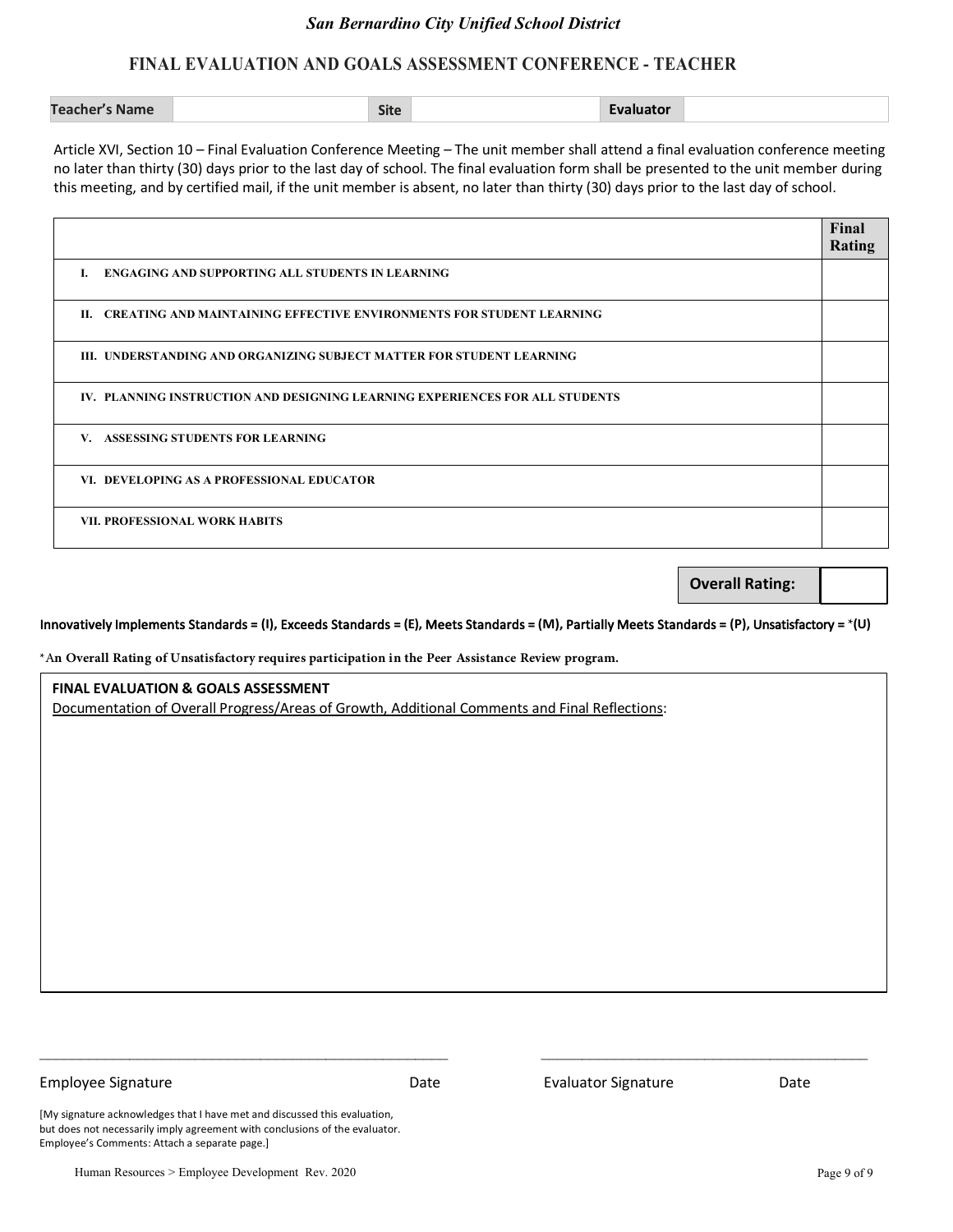*San Bernardino City Unified School District*

## FINAL EVALUATION AND GOALS ASSESSMENT CONFERENCE - TEACHER

| Teacher's Name | | Site | | Evaluator | |
|---|---|---|---|---|---|

Article XVI, Section 10 – Final Evaluation Conference Meeting – The unit member shall attend a final evaluation conference meeting no later than thirty (30) days prior to the last day of school. The final evaluation form shall be presented to the unit member during this meeting, and by certified mail, if the unit member is absent, no later than thirty (30) days prior to the last day of school.

| | Final Rating |
|---|---|
| I. ENGAGING AND SUPPORTING ALL STUDENTS IN LEARNING | |
| II. CREATING AND MAINTAINING EFFECTIVE ENVIRONMENTS FOR STUDENT LEARNING | |
| III. UNDERSTANDING AND ORGANIZING SUBJECT MATTER FOR STUDENT LEARNING | |
| IV. PLANNING INSTRUCTION AND DESIGNING LEARNING EXPERIENCES FOR ALL STUDENTS | |
| V. ASSESSING STUDENTS FOR LEARNING | |
| VI. DEVELOPING AS A PROFESSIONAL EDUCATOR | |
| VII. PROFESSIONAL WORK HABITS | |

| Overall Rating: | |
|---|---|

**Innovatively Implements Standards = (I), Exceeds Standards = (E), Meets Standards = (M), Partially Meets Standards = (P), Unsatisfactory = *(U)**

***An Overall Rating of Unsatisfactory requires participation in the Peer Assistance Review program.**

**FINAL EVALUATION & GOALS ASSESSMENT**

Documentation of Overall Progress/Areas of Growth, Additional Comments and Final Reflections:

_______________________________________________

Employee Signature Date

[My signature acknowledges that I have met and discussed this evaluation, but does not necessarily imply agreement with conclusions of the evaluator. Employee's Comments: Attach a separate page.]

_______________________________________________

Evaluator Signature Date

Human Resources > Employee Development Rev. 2020